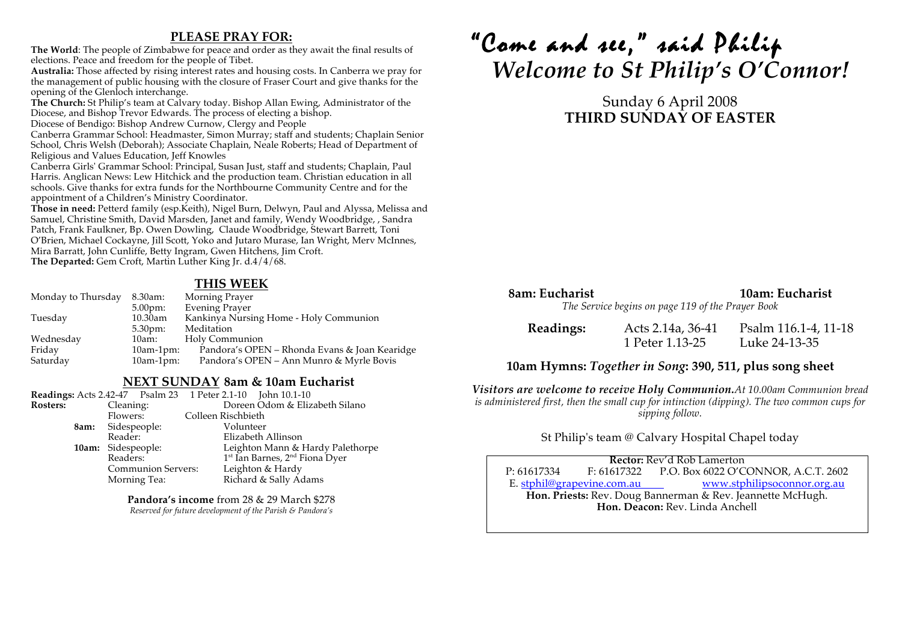## PLEASE PRAY FOR:

**The World**: The people of Zimbabwe for peace and order as they await the final results of elections. Peace and freedom for the people of Tibet.

**Australia:** Those affected by rising interest rates and housing costs. In Canberra we pray for the management of public housing with the closure of Fraser Court and give thanks for the opening of the Glenloch interchange.

**The Church:** St Philip's team at Calvary today. Bishop Allan Ewing, Administrator of the Diocese, and Bishop Trevor Edwards. The process of electing a bishop.

Diocese of Bendigo: Bishop Andrew Curnow, Clergy and People

Canberra Grammar School: Headmaster, Simon Murray; staff and students; Chaplain Senior School, Chris Welsh (Deborah); Associate Chaplain, Neale Roberts; Head of Department of Religious and Values Education, Jeff Knowles

Canberra Girls' Grammar School: Principal, Susan Just, staff and students; Chaplain, Paul Harris. Anglican News: Lew Hitchick and the production team. Christian education in all schools. Give thanks for extra funds for the Northbourne Community Centre and for the appointment of a Children's Ministry Coordinator.

**Those in need:** Petterd family (esp.Keith), Nigel Burn, Delwyn, Paul and Alyssa, Melissa and Samuel, Christine Smith, David Marsden, Janet and family, Wendy Woodbridge, , Sandra Patch, Frank Faulkner, Bp. Owen Dowling, Claude Woodbridge, Stewart Barrett, Toni O'Brien, Michael Cockayne, Jill Scott, Yoko and Jutaro Murase, Ian Wright, Merv McInnes, Mira Barratt, John Cunliffe, Betty Ingram, Gwen Hitchens, Jim Croft.

**The Departed:** Gem Croft, Martin Luther King Jr. d.4/4/68.

## THIS WEEK

| | | |
|---|---|---|
| Monday to Thursday | 8.30am: | Morning Prayer |
| | 5.00pm: | Evening Prayer |
| Tuesday | 10.30am | Kankinya Nursing Home - Holy Communion |
| | 5.30pm: | Meditation |
| Wednesday | 10am: | Holy Communion |
| Friday | 10am-1pm: | Pandora's OPEN – Rhonda Evans & Joan Kearidge |
| Saturday | 10am-1pm: | Pandora's OPEN – Ann Munro & Myrle Bovis |

## NEXT SUNDAY 8am & 10am Eucharist

**Readings:** Acts 2.42-47 Psalm 23 1 Peter 2.1-10 John 10.1-10

| | | | |
|---|---|---|---|
| **Rosters:** | | Cleaning: | Doreen Odom & Elizabeth Silano |
| | | Flowers: | Colleen Rischbieth |
| | **8am:** | Sidespeople: | Volunteer |
| | | Reader: | Elizabeth Allinson |
| | **10am:** | Sidespeople: | Leighton Mann & Hardy Palethorpe |
| | | Readers: | 1st Ian Barnes, 2nd Fiona Dyer |
| | | Communion Servers: | Leighton & Hardy |
| | | Morning Tea: | Richard & Sally Adams |

**Pandora's income** from 28 & 29 March $278

*Reserved for future development of the Parish & Pandora's*

# "Come and see," said Philip
# *Welcome to St Philip's O'Connor!*

Sunday 6 April 2008

**THIRD SUNDAY OF EASTER**

**8am: Eucharist** **10am: Eucharist**

*The Service begins on page 119 of the Prayer Book*

| **Readings:** | Acts 2.14a, 36-41 | Psalm 116.1-4, 11-18 |
|---|---|---|
| | 1 Peter 1.13-25 | Luke 24-13-35 |

### 10am Hymns: *Together in Song*: 390, 511, plus song sheet

***Visitors are welcome to receive Holy Communion.*** *At 10.00am Communion bread is administered first, then the small cup for intinction (dipping). The two common cups for sipping follow.*

St Philip's team @ Calvary Hospital Chapel today

**Rector:** Rev'd Rob Lamerton

P: 61617334 F: 61617322 P.O. Box 6022 O'CONNOR, A.C.T. 2602

E. stphil@grapevine.com.au www.stphilipsoconnor.org.au

**Hon. Priests:** Rev. Doug Bannerman & Rev. Jeannette McHugh.

**Hon. Deacon:** Rev. Linda Anchell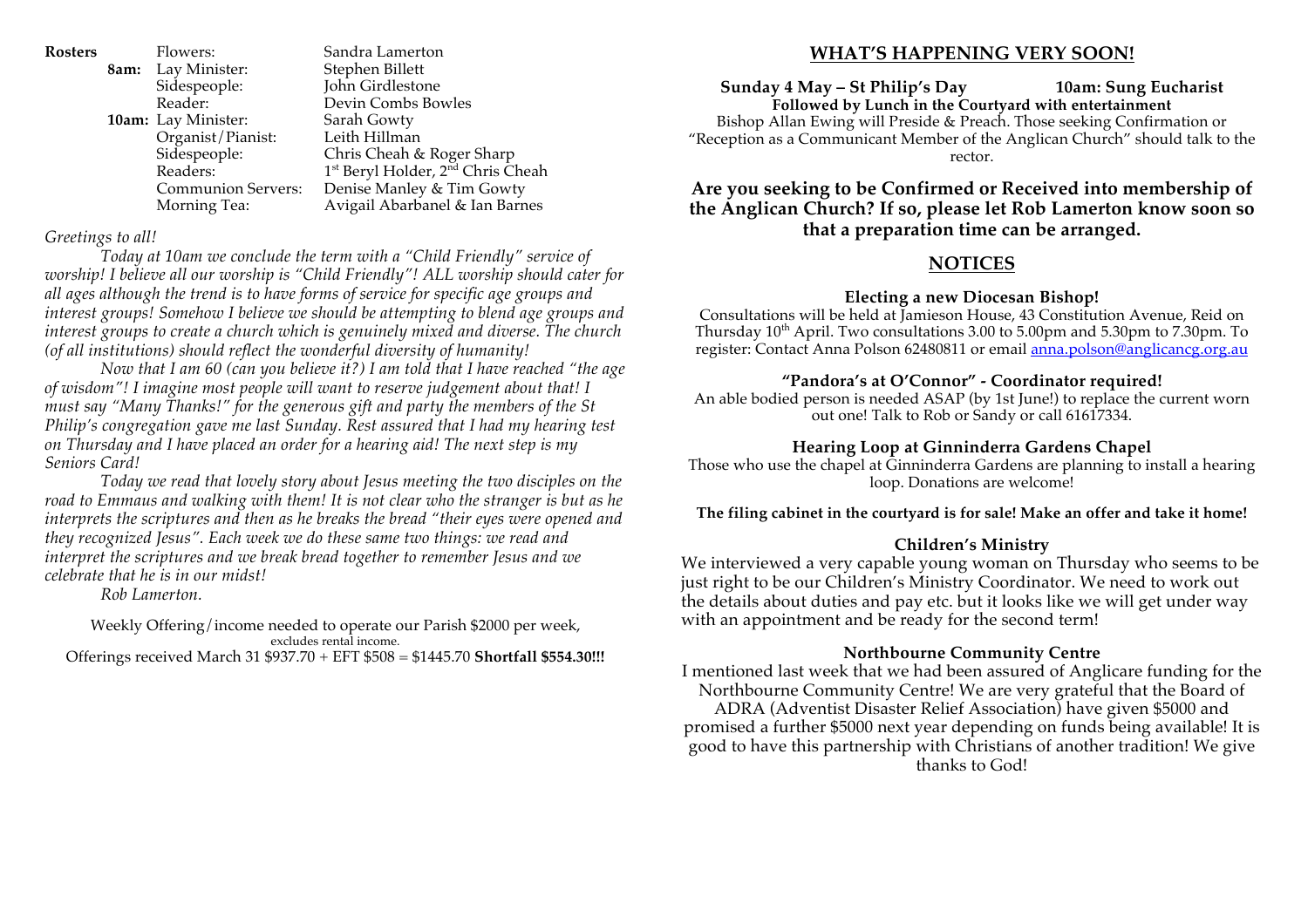**Rosters**

| | | |
|---|---|---|
| | Flowers: | Sandra Lamerton |
| **8am:** | Lay Minister: | Stephen Billett |
| | Sidespeople: | John Girdlestone |
| | Reader: | Devin Combs Bowles |
| **10am:** | Lay Minister: | Sarah Gowty |
| | Organist/Pianist: | Leith Hillman |
| | Sidespeople: | Chris Cheah & Roger Sharp |
| | Readers: | 1st Beryl Holder, 2nd Chris Cheah |
| | Communion Servers: | Denise Manley & Tim Gowty |
| | Morning Tea: | Avigail Abarbanel & Ian Barnes |

*Greetings to all!*

*Today at 10am we conclude the term with a "Child Friendly" service of worship! I believe all our worship is "Child Friendly"! ALL worship should cater for all ages although the trend is to have forms of service for specific age groups and interest groups! Somehow I believe we should be attempting to blend age groups and interest groups to create a church which is genuinely mixed and diverse. The church (of all institutions) should reflect the wonderful diversity of humanity!*

*Now that I am 60 (can you believe it?) I am told that I have reached "the age of wisdom"! I imagine most people will want to reserve judgement about that! I must say "Many Thanks!" for the generous gift and party the members of the St Philip's congregation gave me last Sunday. Rest assured that I had my hearing test on Thursday and I have placed an order for a hearing aid! The next step is my Seniors Card!*

*Today we read that lovely story about Jesus meeting the two disciples on the road to Emmaus and walking with them! It is not clear who the stranger is but as he interprets the scriptures and then as he breaks the bread "their eyes were opened and they recognized Jesus". Each week we do these same two things: we read and interpret the scriptures and we break bread together to remember Jesus and we celebrate that he is in our midst!*

*Rob Lamerton.*

Weekly Offering/income needed to operate our Parish $2000 per week, excludes rental income.
Offerings received March 31 $937.70 + EFT $508 = $1445.70 **Shortfall $554.30!!!**

## WHAT'S HAPPENING VERY SOON!

**Sunday 4 May – St Philip's Day 10am: Sung Eucharist**
**Followed by Lunch in the Courtyard with entertainment**
Bishop Allan Ewing will Preside & Preach. Those seeking Confirmation or "Reception as a Communicant Member of the Anglican Church" should talk to the rector.

**Are you seeking to be Confirmed or Received into membership of the Anglican Church? If so, please let Rob Lamerton know soon so that a preparation time can be arranged.**

## NOTICES

### Electing a new Diocesan Bishop!

Consultations will be held at Jamieson House, 43 Constitution Avenue, Reid on Thursday 10th April. Two consultations 3.00 to 5.00pm and 5.30pm to 7.30pm. To register: Contact Anna Polson 62480811 or email anna.polson@anglicancg.org.au

### "Pandora's at O'Connor" - Coordinator required!

An able bodied person is needed ASAP (by 1st June!) to replace the current worn out one! Talk to Rob or Sandy or call 61617334.

### Hearing Loop at Ginninderra Gardens Chapel

Those who use the chapel at Ginninderra Gardens are planning to install a hearing loop. Donations are welcome!

**The filing cabinet in the courtyard is for sale! Make an offer and take it home!**

### Children's Ministry

We interviewed a very capable young woman on Thursday who seems to be just right to be our Children's Ministry Coordinator. We need to work out the details about duties and pay etc. but it looks like we will get under way with an appointment and be ready for the second term!

### Northbourne Community Centre

I mentioned last week that we had been assured of Anglicare funding for the Northbourne Community Centre! We are very grateful that the Board of ADRA (Adventist Disaster Relief Association) have given $5000 and promised a further $5000 next year depending on funds being available! It is good to have this partnership with Christians of another tradition! We give thanks to God!